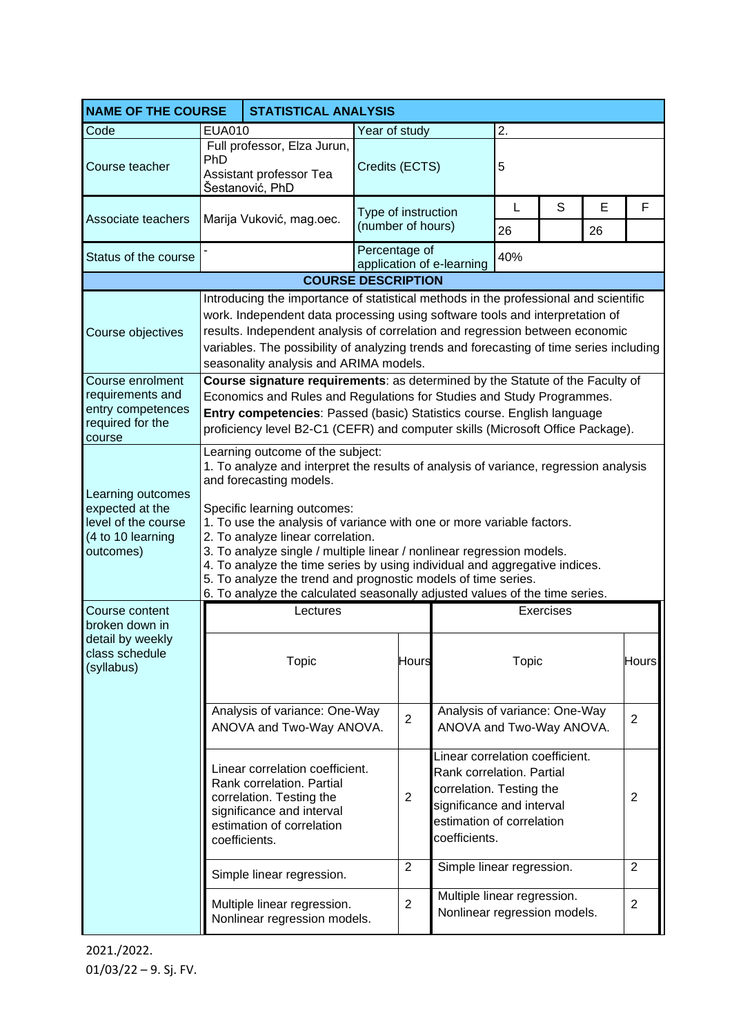| NAME OF THE COURSE | STATISTICAL ANALYSIS | | | | | |
|---|---|---|---|---|---|---|
| Code | EUA010 | Year of study | 2. | | | |
| Course teacher | Full professor, Elza Jurun, PhD<br>Assistant professor Tea Šestanović, PhD | Credits (ECTS) | 5 | | | |
| Associate teachers | Marija Vuković, mag.oec. | Type of instruction (number of hours) | L | S | E | F |
| | | | 26 | | 26 | |
| Status of the course | - | Percentage of application of e-learning | 40% | | | |

**COURSE DESCRIPTION**

| | |
|---|---|
| Course objectives | Introducing the importance of statistical methods in the professional and scientific work. Independent data processing using software tools and interpretation of results. Independent analysis of correlation and regression between economic variables. The possibility of analyzing trends and forecasting of time series including seasonality analysis and ARIMA models. |
| Course enrolment requirements and entry competences required for the course | **Course signature requirements**: as determined by the Statute of the Faculty of Economics and Rules and Regulations for Studies and Study Programmes.<br>**Entry competencies**: Passed (basic) Statistics course. English language proficiency level B2-C1 (CEFR) and computer skills (Microsoft Office Package). |
| Learning outcomes expected at the level of the course (4 to 10 learning outcomes) | Learning outcome of the subject:<br>1. To analyze and interpret the results of analysis of variance, regression analysis and forecasting models.<br><br>Specific learning outcomes:<br>1. To use the analysis of variance with one or more variable factors.<br>2. To analyze linear correlation.<br>3. To analyze single / multiple linear / nonlinear regression models.<br>4. To analyze the time series by using individual and aggregative indices.<br>5. To analyze the trend and prognostic models of time series.<br>6. To analyze the calculated seasonally adjusted values of the time series. |

Course content broken down in detail by weekly class schedule (syllabus)

| Lectures | | Exercises | |
|---|---|---|---|
| Topic | Hours | Topic | Hours |
| Analysis of variance: One-Way ANOVA and Two-Way ANOVA. | 2 | Analysis of variance: One-Way ANOVA and Two-Way ANOVA. | 2 |
| Linear correlation coefficient. Rank correlation. Partial correlation. Testing the significance and interval estimation of correlation coefficients. | 2 | Linear correlation coefficient. Rank correlation. Partial correlation. Testing the significance and interval estimation of correlation coefficients. | 2 |
| Simple linear regression. | 2 | Simple linear regression. | 2 |
| Multiple linear regression. Nonlinear regression models. | 2 | Multiple linear regression. Nonlinear regression models. | 2 |

2021./2022.
01/03/22 – 9. Sj. FV.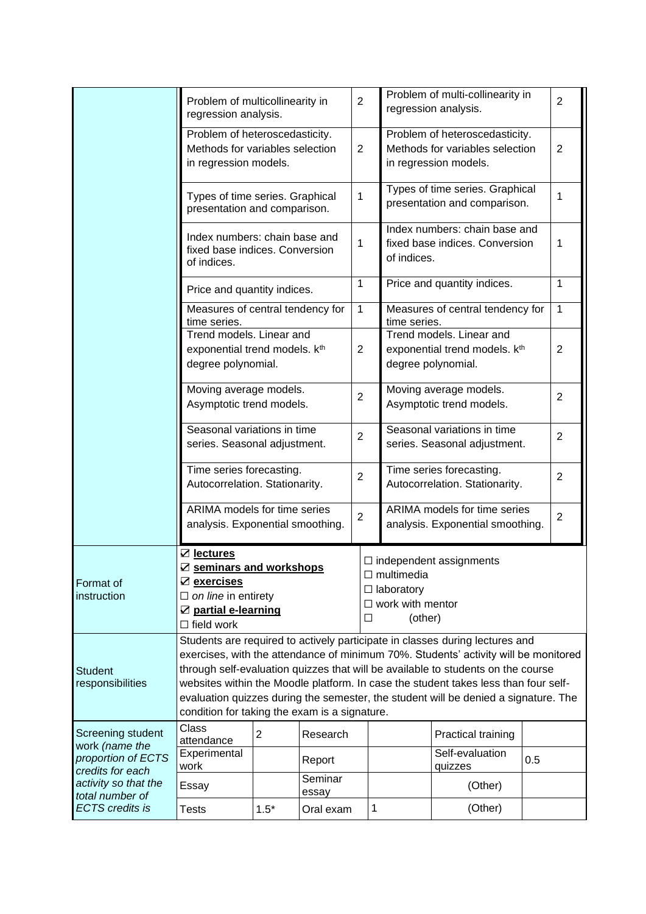| | | | | |
|---|---|---|---|---|
| | Problem of multicollinearity in regression analysis. | 2 | Problem of multi-collinearity in regression analysis. | 2 |
| | Problem of heteroscedasticity. Methods for variables selection in regression models. | 2 | Problem of heteroscedasticity. Methods for variables selection in regression models. | 2 |
| | Types of time series. Graphical presentation and comparison. | 1 | Types of time series. Graphical presentation and comparison. | 1 |
| | Index numbers: chain base and fixed base indices. Conversion of indices. | 1 | Index numbers: chain base and fixed base indices. Conversion of indices. | 1 |
| | Price and quantity indices. | 1 | Price and quantity indices. | 1 |
| | Measures of central tendency for time series. | 1 | Measures of central tendency for time series. | 1 |
| | Trend models. Linear and exponential trend models. $k^{th}$ degree polynomial. | 2 | Trend models. Linear and exponential trend models. $k^{th}$ degree polynomial. | 2 |
| | Moving average models. Asymptotic trend models. | 2 | Moving average models. Asymptotic trend models. | 2 |
| | Seasonal variations in time series. Seasonal adjustment. | 2 | Seasonal variations in time series. Seasonal adjustment. | 2 |
| | Time series forecasting. Autocorrelation. Stationarity. | 2 | Time series forecasting. Autocorrelation. Stationarity. | 2 |
| | ARIMA models for time series analysis. Exponential smoothing. | 2 | ARIMA models for time series analysis. Exponential smoothing. | 2 |

| | | |
|---|---|---|
| Format of instruction | ☑ **lectures**<br>☑ **seminars and workshops**<br>☑ **exercises**<br>☐ *on line* in entirety<br>☑ **partial e-learning**<br>☐ field work | ☐ independent assignments<br>☐ multimedia<br>☐ laboratory<br>☐ work with mentor<br>☐ (other) |
| Student responsibilities | Students are required to actively participate in classes during lectures and exercises, with the attendance of minimum 70%. Students' activity will be monitored through self-evaluation quizzes that will be available to students on the course websites within the Moodle platform. In case the student takes less than four self-evaluation quizzes during the semester, the student will be denied a signature. The condition for taking the exam is a signature. | |

| Screening student work *(name the proportion of ECTS credits for each activity so that the total number of ECTS credits is* | | | | | | |
|---|---|---|---|---|---|---|
| | Class attendance | 2 | Research | | Practical training | |
| | Experimental work | | Report | | Self-evaluation quizzes | 0.5 |
| | Essay | | Seminar essay | | (Other) | |
| | Tests | 1.5* | Oral exam | 1 | (Other) | |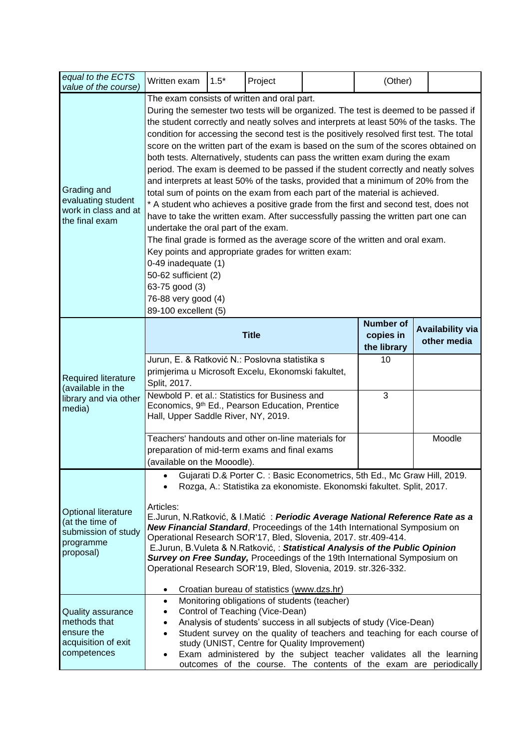| *equal to the ECTS value of the course)* | Written exam | 1.5* | Project | | (Other) | |
|---|---|---|---|---|---|---|
| Grading and evaluating student work in class and at the final exam | The exam consists of written and oral part.<br>During the semester two tests will be organized. The test is deemed to be passed if the student correctly and neatly solves and interprets at least 50% of the tasks. The condition for accessing the second test is the positively resolved first test. The total score on the written part of the exam is based on the sum of the scores obtained on both tests. Alternatively, students can pass the written exam during the exam period. The exam is deemed to be passed if the student correctly and neatly solves and interprets at least 50% of the tasks, provided that a minimum of 20% from the total sum of points on the exam from each part of the material is achieved.<br>* A student who achieves a positive grade from the first and second test, does not have to take the written exam. After successfully passing the written part one can undertake the oral part of the exam.<br>The final grade is formed as the average score of the written and oral exam.<br>Key points and appropriate grades for written exam:<br>0-49 inadequate (1)<br>50-62 sufficient (2)<br>63-75 good (3)<br>76-88 very good (4)<br>89-100 excellent (5) | | | | | |

| Required literature (available in the library and via other media) | **Title** | **Number of copies in the library** | **Availability via other media** |
|---|---|---|---|
| | Jurun, E. & Ratković N.: Poslovna statistika s primjerima u Microsoft Excelu, Ekonomski fakultet, Split, 2017. | 10 | |
| | Newbold P. et al.: Statistics for Business and Economics, 9th Ed., Pearson Education, Prentice Hall, Upper Saddle River, NY, 2019. | 3 | |
| | Teachers' handouts and other on-line materials for preparation of mid-term exams and final exams (available on the Mooodle). | | Moodle |

| Optional literature (at the time of submission of study programme proposal) | • Gujarati D.& Porter C. : Basic Econometrics, 5th Ed., Mc Graw Hill, 2019.<br>• Rozga, A.: Statistika za ekonomiste. Ekonomski fakultet. Split, 2017.<br><br>Articles:<br>E.Jurun, N.Ratković, & I.Matić : ***Periodic Average National Reference Rate as a New Financial Standard***, Proceedings of the 14th International Symposium on Operational Research SOR'17, Bled, Slovenia, 2017. str.409-414.<br>E.Jurun, B.Vuleta & N.Ratković, : ***Statistical Analysis of the Public Opinion Survey on Free Sunday,*** Proceedings of the 19th International Symposium on Operational Research SOR'19, Bled, Slovenia, 2019. str.326-332.<br><br>• Croatian bureau of statistics (www.dzs.hr) |
|---|---|
| Quality assurance methods that ensure the acquisition of exit competences | • Monitoring obligations of students (teacher)<br>• Control of Teaching (Vice-Dean)<br>• Analysis of students' success in all subjects of study (Vice-Dean)<br>• Student survey on the quality of teachers and teaching for each course of study (UNIST, Centre for Quality Improvement)<br>• Exam administered by the subject teacher validates all the learning outcomes of the course. The contents of the exam are periodically |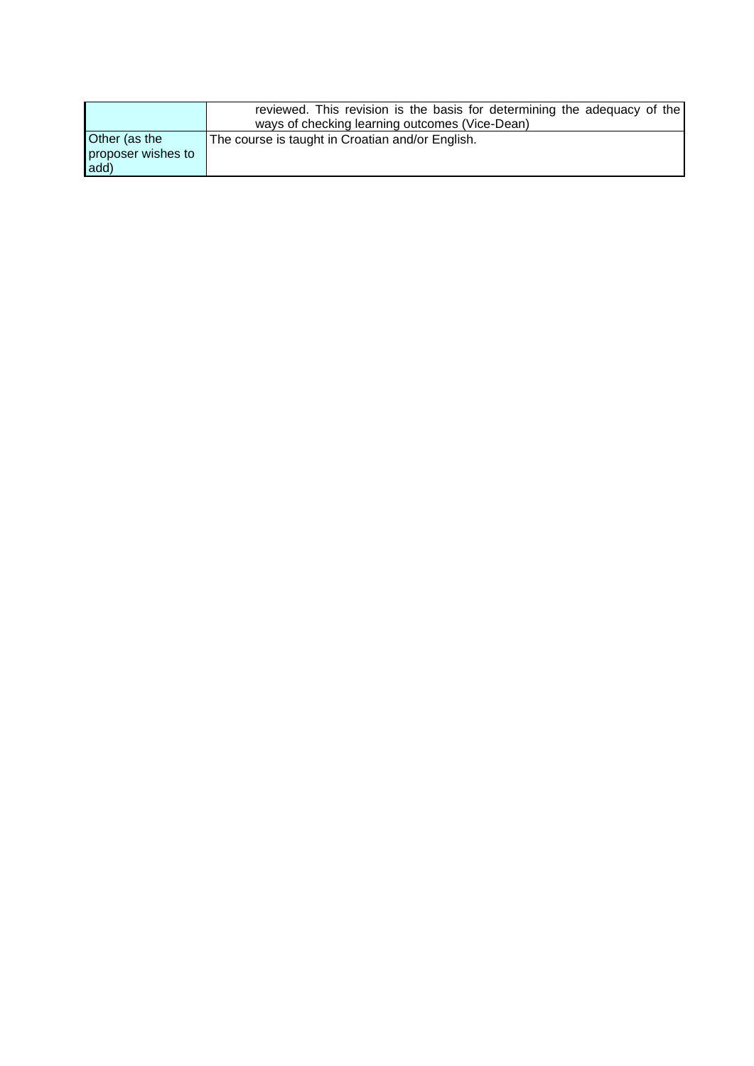| | |
|---|---|
| | reviewed. This revision is the basis for determining the adequacy of the ways of checking learning outcomes (Vice-Dean) |
| Other (as the proposer wishes to add) | The course is taught in Croatian and/or English. |